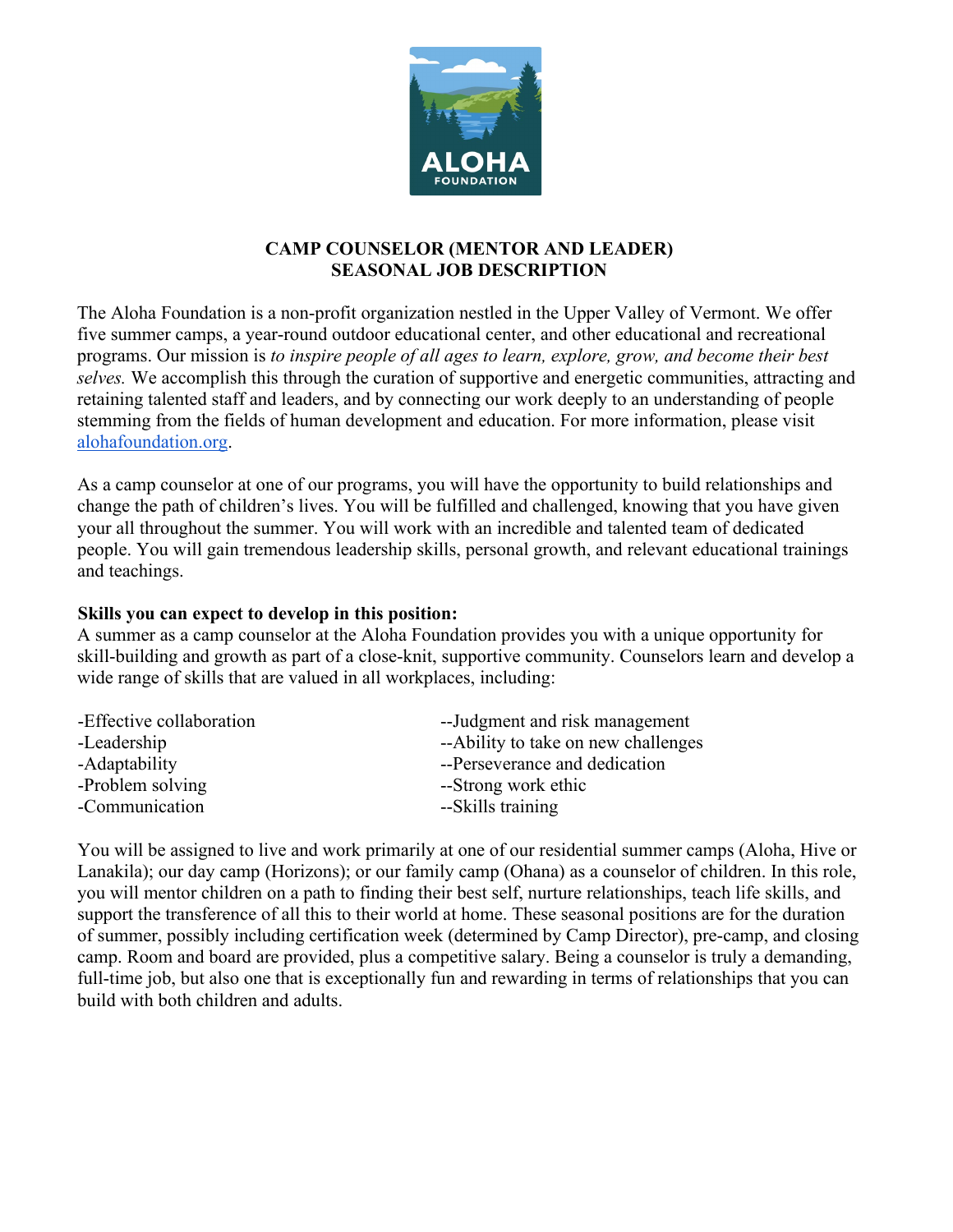# CAMP COUNSELOR (MENTOR AND LEADER)
## SEASONAL JOB DESCRIPTION

The Aloha Foundation is a non-profit organization nestled in the Upper Valley of Vermont. We offer five summer camps, a year-round outdoor educational center, and other educational and recreational programs. Our mission is *to inspire people of all ages to learn, explore, grow, and become their best selves.* We accomplish this through the curation of supportive and energetic communities, attracting and retaining talented staff and leaders, and by connecting our work deeply to an understanding of people stemming from the fields of human development and education. For more information, please visit [alohafoundation.org](alohafoundation.org).

As a camp counselor at one of our programs, you will have the opportunity to build relationships and change the path of children's lives. You will be fulfilled and challenged, knowing that you have given your all throughout the summer. You will work with an incredible and talented team of dedicated people. You will gain tremendous leadership skills, personal growth, and relevant educational trainings and teachings.

**Skills you can expect to develop in this position:**
A summer as a camp counselor at the Aloha Foundation provides you with a unique opportunity for skill-building and growth as part of a close-knit, supportive community. Counselors learn and develop a wide range of skills that are valued in all workplaces, including:

-Effective collaboration
-Leadership
-Adaptability
-Problem solving
-Communication
--Judgment and risk management
--Ability to take on new challenges
--Perseverance and dedication
--Strong work ethic
--Skills training

You will be assigned to live and work primarily at one of our residential summer camps (Aloha, Hive or Lanakila); our day camp (Horizons); or our family camp (Ohana) as a counselor of children. In this role, you will mentor children on a path to finding their best self, nurture relationships, teach life skills, and support the transference of all this to their world at home. These seasonal positions are for the duration of summer, possibly including certification week (determined by Camp Director), pre-camp, and closing camp. Room and board are provided, plus a competitive salary. Being a counselor is truly a demanding, full-time job, but also one that is exceptionally fun and rewarding in terms of relationships that you can build with both children and adults.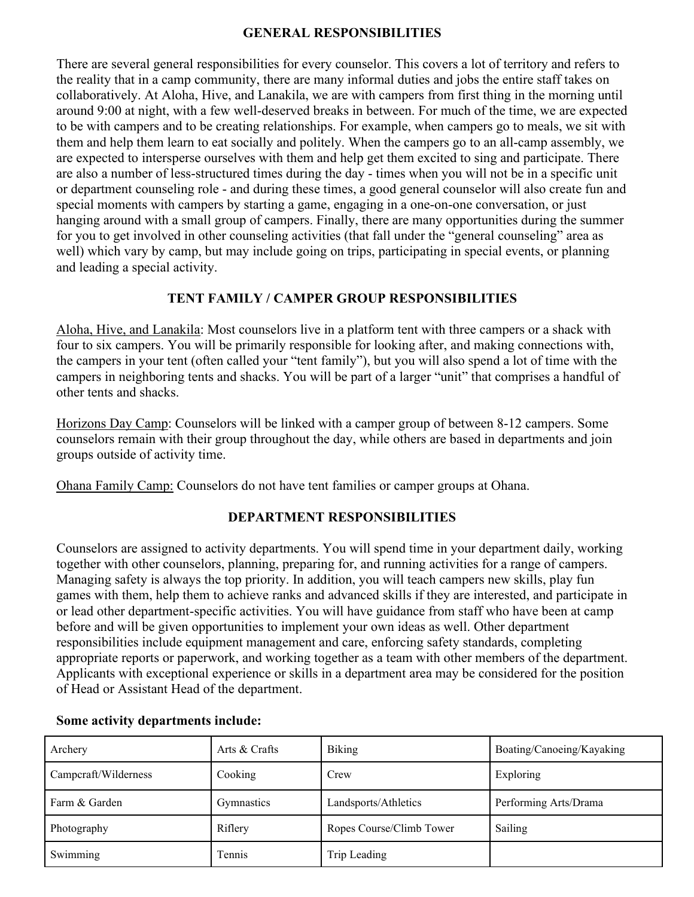## GENERAL RESPONSIBILITIES

There are several general responsibilities for every counselor. This covers a lot of territory and refers to the reality that in a camp community, there are many informal duties and jobs the entire staff takes on collaboratively. At Aloha, Hive, and Lanakila, we are with campers from first thing in the morning until around 9:00 at night, with a few well-deserved breaks in between. For much of the time, we are expected to be with campers and to be creating relationships. For example, when campers go to meals, we sit with them and help them learn to eat socially and politely. When the campers go to an all-camp assembly, we are expected to intersperse ourselves with them and help get them excited to sing and participate. There are also a number of less-structured times during the day - times when you will not be in a specific unit or department counseling role - and during these times, a good general counselor will also create fun and special moments with campers by starting a game, engaging in a one-on-one conversation, or just hanging around with a small group of campers. Finally, there are many opportunities during the summer for you to get involved in other counseling activities (that fall under the "general counseling" area as well) which vary by camp, but may include going on trips, participating in special events, or planning and leading a special activity.

## TENT FAMILY / CAMPER GROUP RESPONSIBILITIES

Aloha, Hive, and Lanakila: Most counselors live in a platform tent with three campers or a shack with four to six campers. You will be primarily responsible for looking after, and making connections with, the campers in your tent (often called your "tent family"), but you will also spend a lot of time with the campers in neighboring tents and shacks. You will be part of a larger "unit" that comprises a handful of other tents and shacks.

Horizons Day Camp: Counselors will be linked with a camper group of between 8-12 campers. Some counselors remain with their group throughout the day, while others are based in departments and join groups outside of activity time.

Ohana Family Camp: Counselors do not have tent families or camper groups at Ohana.

## DEPARTMENT RESPONSIBILITIES

Counselors are assigned to activity departments. You will spend time in your department daily, working together with other counselors, planning, preparing for, and running activities for a range of campers. Managing safety is always the top priority. In addition, you will teach campers new skills, play fun games with them, help them to achieve ranks and advanced skills if they are interested, and participate in or lead other department-specific activities. You will have guidance from staff who have been at camp before and will be given opportunities to implement your own ideas as well. Other department responsibilities include equipment management and care, enforcing safety standards, completing appropriate reports or paperwork, and working together as a team with other members of the department. Applicants with exceptional experience or skills in a department area may be considered for the position of Head or Assistant Head of the department.

**Some activity departments include:**

| | | | |
|---|---|---|---|
| Archery | Arts & Crafts | Biking | Boating/Canoeing/Kayaking |
| Campcraft/Wilderness | Cooking | Crew | Exploring |
| Farm & Garden | Gymnastics | Landsports/Athletics | Performing Arts/Drama |
| Photography | Riflery | Ropes Course/Climb Tower | Sailing |
| Swimming | Tennis | Trip Leading | |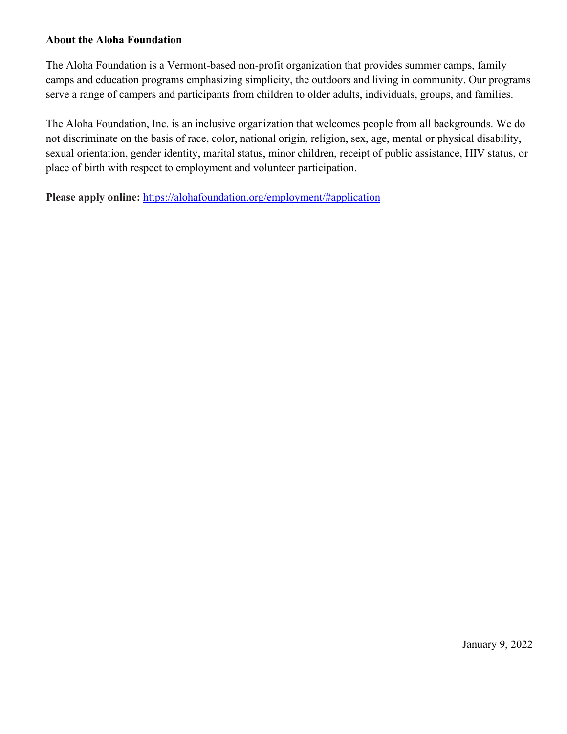**About the Aloha Foundation**

The Aloha Foundation is a Vermont-based non-profit organization that provides summer camps, family camps and education programs emphasizing simplicity, the outdoors and living in community. Our programs serve a range of campers and participants from children to older adults, individuals, groups, and families.

The Aloha Foundation, Inc. is an inclusive organization that welcomes people from all backgrounds. We do not discriminate on the basis of race, color, national origin, religion, sex, age, mental or physical disability, sexual orientation, gender identity, marital status, minor children, receipt of public assistance, HIV status, or place of birth with respect to employment and volunteer participation.

**Please apply online:** https://alohafoundation.org/employment/#application

January 9, 2022